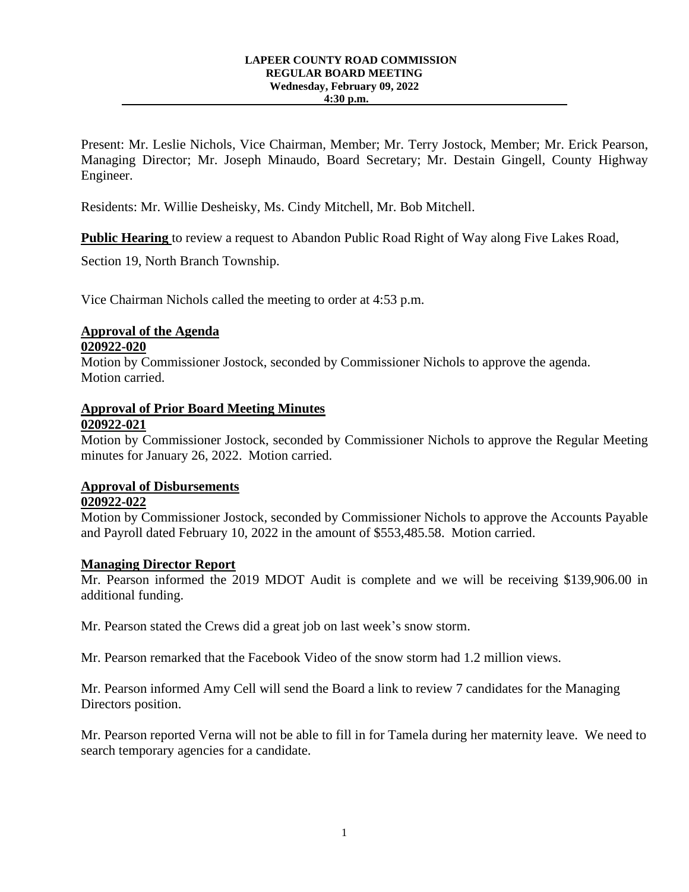**LAPEER COUNTY ROAD COMMISSION**
**REGULAR BOARD MEETING**
**Wednesday, February 09, 2022**
**4:30 p.m.**

---

Present: Mr. Leslie Nichols, Vice Chairman, Member; Mr. Terry Jostock, Member; Mr. Erick Pearson, Managing Director; Mr. Joseph Minaudo, Board Secretary; Mr. Destain Gingell, County Highway Engineer.

Residents: Mr. Willie Desheisky, Ms. Cindy Mitchell, Mr. Bob Mitchell.

**Public Hearing** to review a request to Abandon Public Road Right of Way along Five Lakes Road,

Section 19, North Branch Township.

Vice Chairman Nichols called the meeting to order at 4:53 p.m.

**Approval of the Agenda**
**020922-020**
Motion by Commissioner Jostock, seconded by Commissioner Nichols to approve the agenda. Motion carried.

**Approval of Prior Board Meeting Minutes**
**020922-021**
Motion by Commissioner Jostock, seconded by Commissioner Nichols to approve the Regular Meeting minutes for January 26, 2022. Motion carried.

**Approval of Disbursements**
**020922-022**
Motion by Commissioner Jostock, seconded by Commissioner Nichols to approve the Accounts Payable and Payroll dated February 10, 2022 in the amount of $553,485.58. Motion carried.

**Managing Director Report**
Mr. Pearson informed the 2019 MDOT Audit is complete and we will be receiving $139,906.00 in additional funding.

Mr. Pearson stated the Crews did a great job on last week's snow storm.

Mr. Pearson remarked that the Facebook Video of the snow storm had 1.2 million views.

Mr. Pearson informed Amy Cell will send the Board a link to review 7 candidates for the Managing Directors position.

Mr. Pearson reported Verna will not be able to fill in for Tamela during her maternity leave. We need to search temporary agencies for a candidate.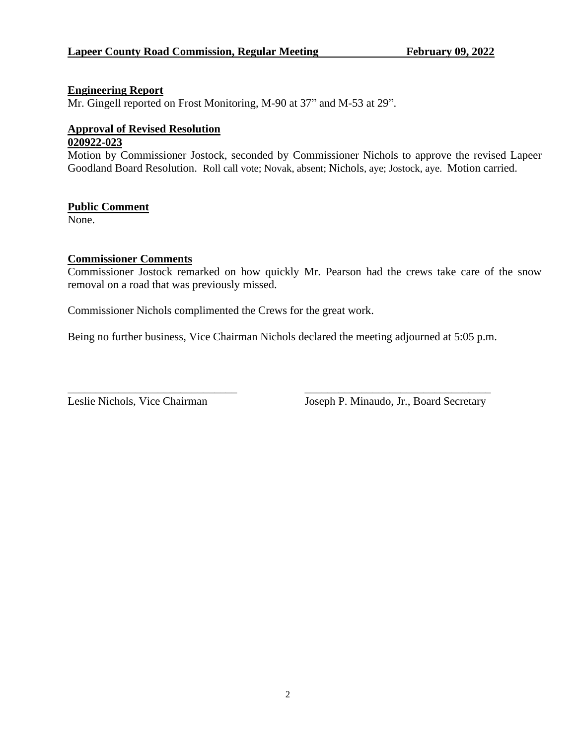**Engineering Report**

Mr. Gingell reported on Frost Monitoring, M-90 at 37" and M-53 at 29".

**Approval of Revised Resolution**

**020922-023**

Motion by Commissioner Jostock, seconded by Commissioner Nichols to approve the revised Lapeer Goodland Board Resolution. Roll call vote; Novak, absent; Nichols, aye; Jostock, aye. Motion carried.

**Public Comment**

None.

**Commissioner Comments**

Commissioner Jostock remarked on how quickly Mr. Pearson had the crews take care of the snow removal on a road that was previously missed.

Commissioner Nichols complimented the Crews for the great work.

Being no further business, Vice Chairman Nichols declared the meeting adjourned at 5:05 p.m.

\_\_\_\_\_\_\_\_\_\_\_\_\_\_\_\_\_\_\_\_\_\_\_\_\_\_\_\_\_\_
Leslie Nichols, Vice Chairman

\_\_\_\_\_\_\_\_\_\_\_\_\_\_\_\_\_\_\_\_\_\_\_\_\_\_\_\_\_\_\_\_\_\_
Joseph P. Minaudo, Jr., Board Secretary